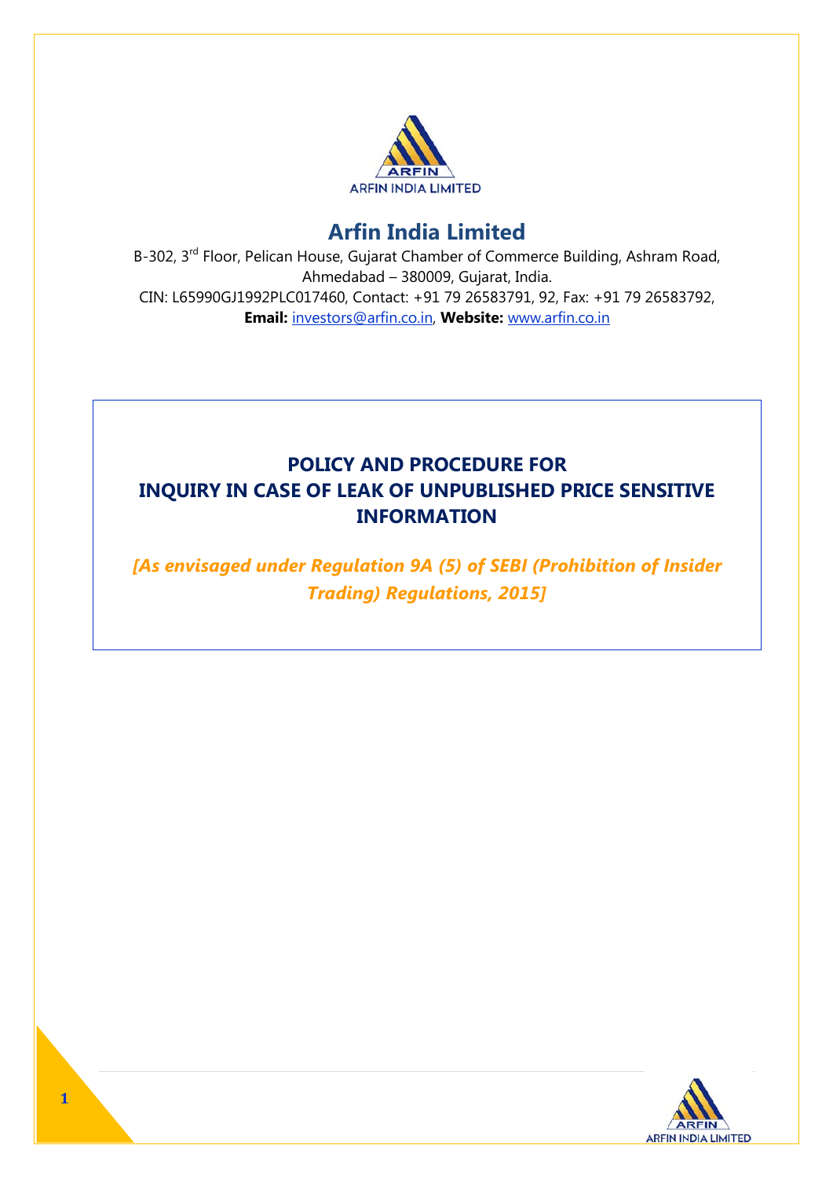# Arfin India Limited

B-302, 3rd Floor, Pelican House, Gujarat Chamber of Commerce Building, Ashram Road, Ahmedabad – 380009, Gujarat, India.

CIN: L65990GJ1992PLC017460, Contact: +91 79 26583791, 92, Fax: +91 79 26583792,

**Email:** investors@arfin.co.in, **Website:** www.arfin.co.in

## POLICY AND PROCEDURE FOR INQUIRY IN CASE OF LEAK OF UNPUBLISHED PRICE SENSITIVE INFORMATION

***[As envisaged under Regulation 9A (5) of SEBI (Prohibition of Insider Trading) Regulations, 2015]***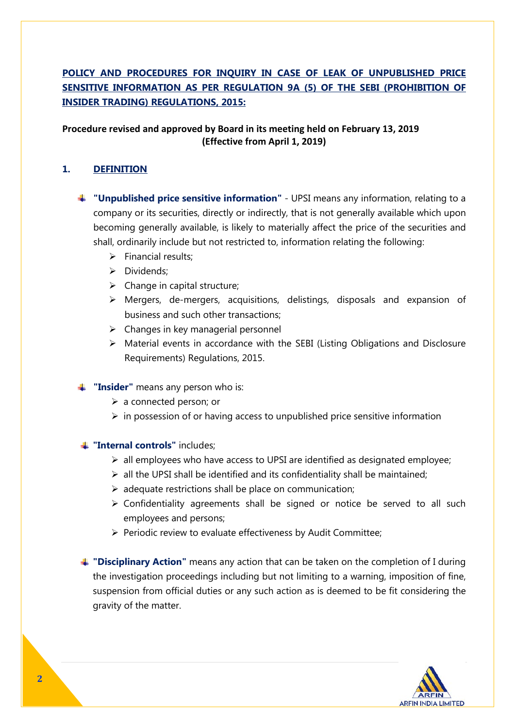## POLICY AND PROCEDURES FOR INQUIRY IN CASE OF LEAK OF UNPUBLISHED PRICE SENSITIVE INFORMATION AS PER REGULATION 9A (5) OF THE SEBI (PROHIBITION OF INSIDER TRADING) REGULATIONS, 2015:

**Procedure revised and approved by Board in its meeting held on February 13, 2019 (Effective from April 1, 2019)**

### 1. DEFINITION

- **"Unpublished price sensitive information"** - UPSI means any information, relating to a company or its securities, directly or indirectly, that is not generally available which upon becoming generally available, is likely to materially affect the price of the securities and shall, ordinarily include but not restricted to, information relating the following:
  - Financial results;
  - Dividends;
  - Change in capital structure;
  - Mergers, de-mergers, acquisitions, delistings, disposals and expansion of business and such other transactions;
  - Changes in key managerial personnel
  - Material events in accordance with the SEBI (Listing Obligations and Disclosure Requirements) Regulations, 2015.

- **"Insider"** means any person who is:
  - a connected person; or
  - in possession of or having access to unpublished price sensitive information

- **"Internal controls"** includes;
  - all employees who have access to UPSI are identified as designated employee;
  - all the UPSI shall be identified and its confidentiality shall be maintained;
  - adequate restrictions shall be place on communication;
  - Confidentiality agreements shall be signed or notice be served to all such employees and persons;
  - Periodic review to evaluate effectiveness by Audit Committee;

- **"Disciplinary Action"** means any action that can be taken on the completion of I during the investigation proceedings including but not limiting to a warning, imposition of fine, suspension from official duties or any such action as is deemed to be fit considering the gravity of the matter.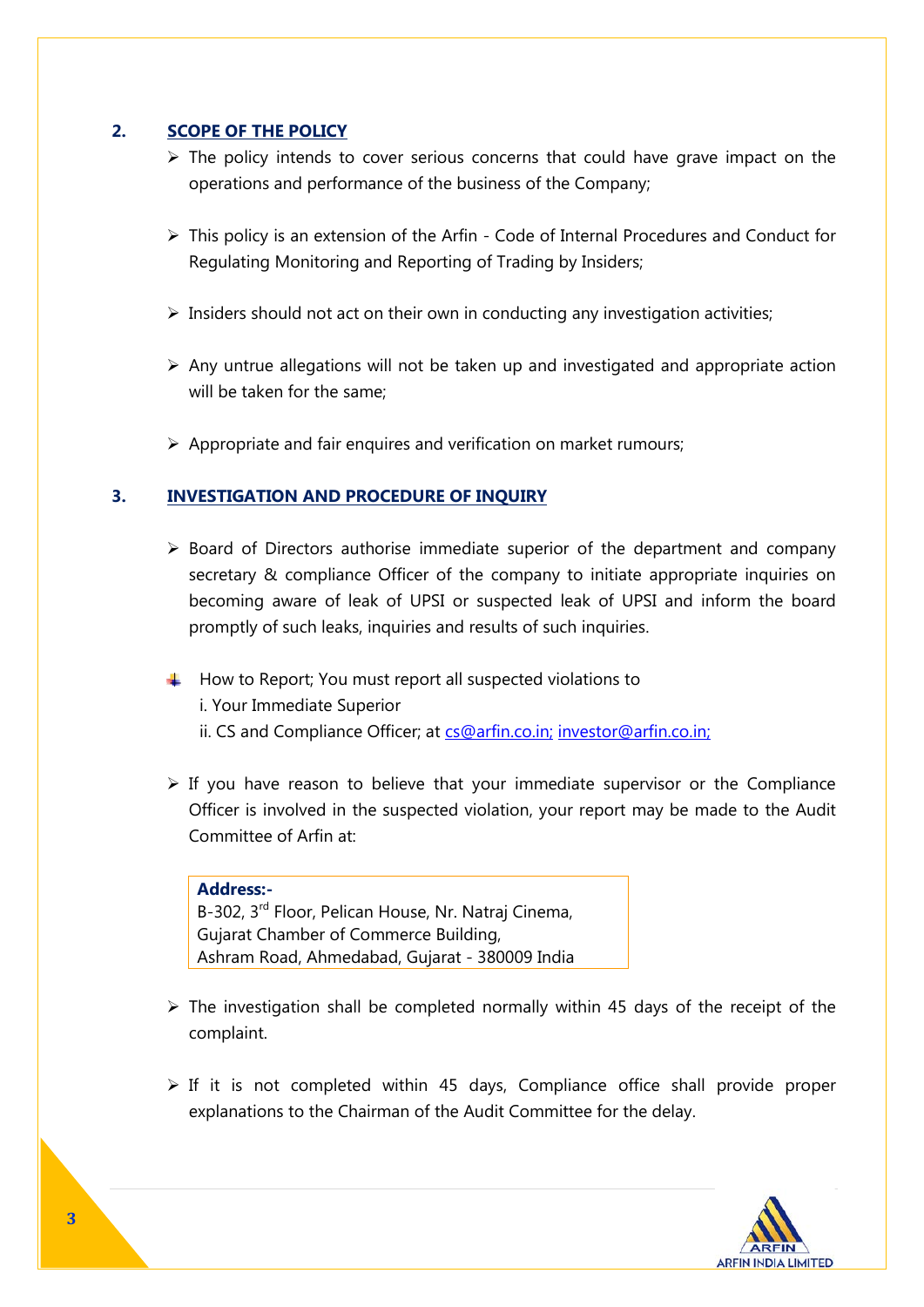## 2. SCOPE OF THE POLICY

- The policy intends to cover serious concerns that could have grave impact on the operations and performance of the business of the Company;

- This policy is an extension of the Arfin - Code of Internal Procedures and Conduct for Regulating Monitoring and Reporting of Trading by Insiders;

- Insiders should not act on their own in conducting any investigation activities;

- Any untrue allegations will not be taken up and investigated and appropriate action will be taken for the same;

- Appropriate and fair enquires and verification on market rumours;

## 3. INVESTIGATION AND PROCEDURE OF INQUIRY

- Board of Directors authorise immediate superior of the department and company secretary & compliance Officer of the company to initiate appropriate inquiries on becoming aware of leak of UPSI or suspected leak of UPSI and inform the board promptly of such leaks, inquiries and results of such inquiries.

- How to Report; You must report all suspected violations to
  i. Your Immediate Superior
  ii. CS and Compliance Officer; at cs@arfin.co.in; investor@arfin.co.in;

- If you have reason to believe that your immediate supervisor or the Compliance Officer is involved in the suspected violation, your report may be made to the Audit Committee of Arfin at:

> **Address:-**
> B-302, 3rd Floor, Pelican House, Nr. Natraj Cinema,
> Gujarat Chamber of Commerce Building,
> Ashram Road, Ahmedabad, Gujarat - 380009 India

- The investigation shall be completed normally within 45 days of the receipt of the complaint.

- If it is not completed within 45 days, Compliance office shall provide proper explanations to the Chairman of the Audit Committee for the delay.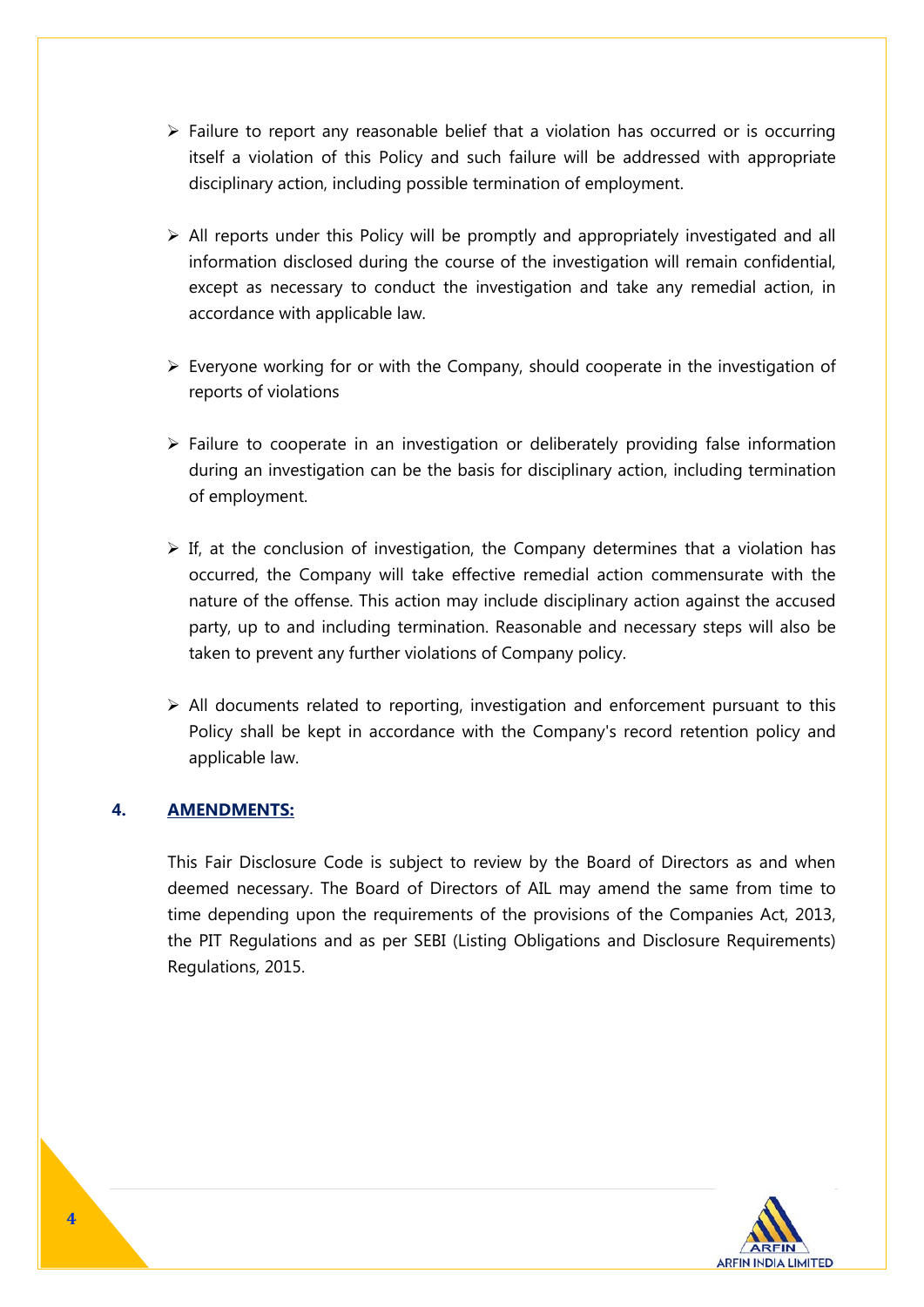- Failure to report any reasonable belief that a violation has occurred or is occurring itself a violation of this Policy and such failure will be addressed with appropriate disciplinary action, including possible termination of employment.

- All reports under this Policy will be promptly and appropriately investigated and all information disclosed during the course of the investigation will remain confidential, except as necessary to conduct the investigation and take any remedial action, in accordance with applicable law.

- Everyone working for or with the Company, should cooperate in the investigation of reports of violations

- Failure to cooperate in an investigation or deliberately providing false information during an investigation can be the basis for disciplinary action, including termination of employment.

- If, at the conclusion of investigation, the Company determines that a violation has occurred, the Company will take effective remedial action commensurate with the nature of the offense. This action may include disciplinary action against the accused party, up to and including termination. Reasonable and necessary steps will also be taken to prevent any further violations of Company policy.

- All documents related to reporting, investigation and enforcement pursuant to this Policy shall be kept in accordance with the Company's record retention policy and applicable law.

## 4. AMENDMENTS:

This Fair Disclosure Code is subject to review by the Board of Directors as and when deemed necessary. The Board of Directors of AIL may amend the same from time to time depending upon the requirements of the provisions of the Companies Act, 2013, the PIT Regulations and as per SEBI (Listing Obligations and Disclosure Requirements) Regulations, 2015.